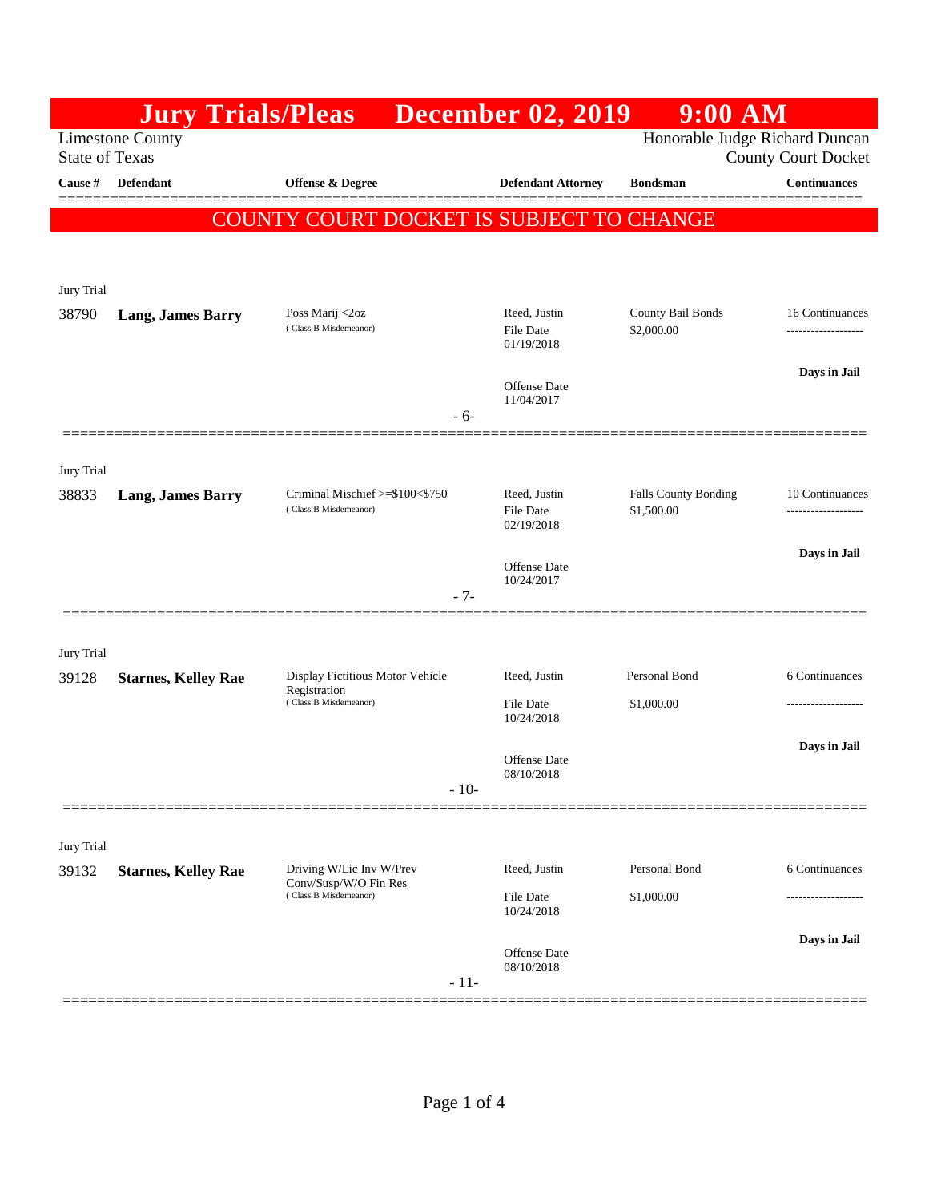# Jury Trials/Pleas December 02, 2019 9:00 AM

Limestone County
State of Texas

Honorable Judge Richard Duncan
County Court Docket

**COUNTY COURT DOCKET IS SUBJECT TO CHANGE**

| Cause # | Defendant | Offense & Degree | Defendant Attorney | Bondsman | Continuances |
|---|---|---|---|---|---|
| Jury Trial | | | | | |
| 38790 | **Lang, James Barry** | Poss Marij <2oz (Class B Misdemeanor) | Reed, Justin<br>File Date 01/19/2018<br>Offense Date 11/04/2017 | County Bail Bonds<br>$2,000.00 | 16 Continuances<br>**Days in Jail** |
| | | - 6- | | | |
| Jury Trial | | | | | |
| 38833 | **Lang, James Barry** | Criminal Mischief >=$100<$750 (Class B Misdemeanor) | Reed, Justin<br>File Date 02/19/2018<br>Offense Date 10/24/2017 | Falls County Bonding<br>$1,500.00 | 10 Continuances<br>**Days in Jail** |
| | | - 7- | | | |
| Jury Trial | | | | | |
| 39128 | **Starnes, Kelley Rae** | Display Fictitious Motor Vehicle Registration (Class B Misdemeanor) | Reed, Justin<br>File Date 10/24/2018<br>Offense Date 08/10/2018 | Personal Bond<br>$1,000.00 | 6 Continuances<br>**Days in Jail** |
| | | - 10- | | | |
| Jury Trial | | | | | |
| 39132 | **Starnes, Kelley Rae** | Driving W/Lic Inv W/Prev Conv/Susp/W/O Fin Res (Class B Misdemeanor) | Reed, Justin<br>File Date 10/24/2018<br>Offense Date 08/10/2018 | Personal Bond<br>$1,000.00 | 6 Continuances<br>**Days in Jail** |
| | | - 11- | | | |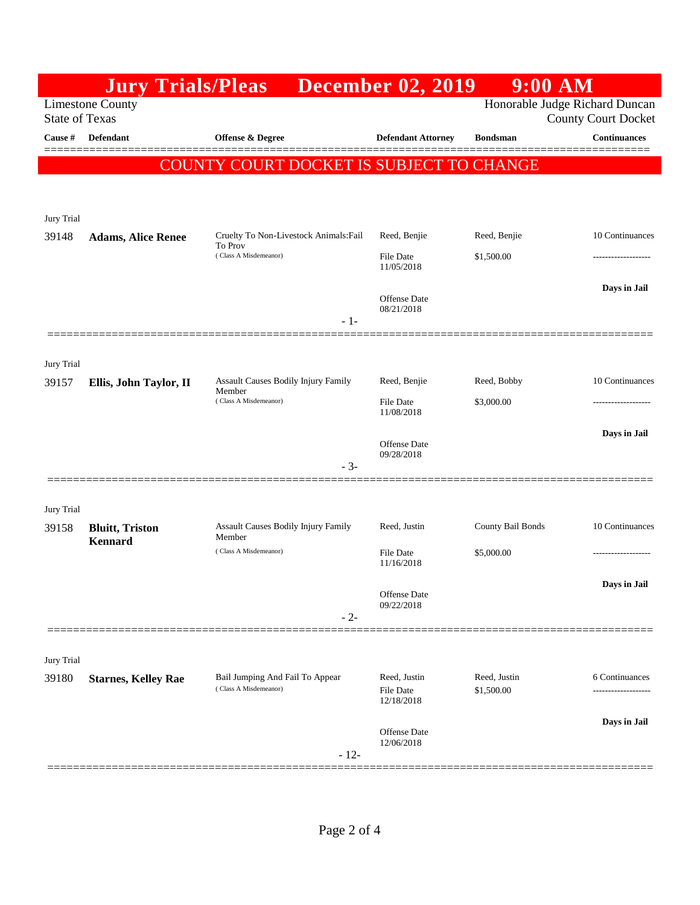# Jury Trials/Pleas December 02, 2019 9:00 AM

Limestone County
State of Texas

Honorable Judge Richard Duncan
County Court Docket

| Cause # | Defendant | Offense & Degree | Defendant Attorney | Bondsman | Continuances |
|---|---|---|---|---|---|

**COUNTY COURT DOCKET IS SUBJECT TO CHANGE**

Jury Trial

| Cause # | Defendant | Offense & Degree | Defendant Attorney | Bondsman | Continuances |
|---|---|---|---|---|---|
| 39148 | **Adams, Alice Renee** | Cruelty To Non-Livestock Animals:Fail To Prov ( Class A Misdemeanor) | Reed, Benjie<br>File Date 11/05/2018<br>Offense Date 08/21/2018 | Reed, Benjie<br>$1,500.00 | 10 Continuances<br>-------------------<br>**Days in Jail** |

- 1-

Jury Trial

| Cause # | Defendant | Offense & Degree | Defendant Attorney | Bondsman | Continuances |
|---|---|---|---|---|---|
| 39157 | **Ellis, John Taylor, II** | Assault Causes Bodily Injury Family Member ( Class A Misdemeanor) | Reed, Benjie<br>File Date 11/08/2018<br>Offense Date 09/28/2018 | Reed, Bobby<br>$3,000.00 | 10 Continuances<br>-------------------<br>**Days in Jail** |

- 3-

Jury Trial

| Cause # | Defendant | Offense & Degree | Defendant Attorney | Bondsman | Continuances |
|---|---|---|---|---|---|
| 39158 | **Bluitt, Triston Kennard** | Assault Causes Bodily Injury Family Member ( Class A Misdemeanor) | Reed, Justin<br>File Date 11/16/2018<br>Offense Date 09/22/2018 | County Bail Bonds<br>$5,000.00 | 10 Continuances<br>-------------------<br>**Days in Jail** |

- 2-

Jury Trial

| Cause # | Defendant | Offense & Degree | Defendant Attorney | Bondsman | Continuances |
|---|---|---|---|---|---|
| 39180 | **Starnes, Kelley Rae** | Bail Jumping And Fail To Appear ( Class A Misdemeanor) | Reed, Justin<br>File Date 12/18/2018<br>Offense Date 12/06/2018 | Reed, Justin<br>$1,500.00 | 6 Continuances<br>-------------------<br>**Days in Jail** |

- 12-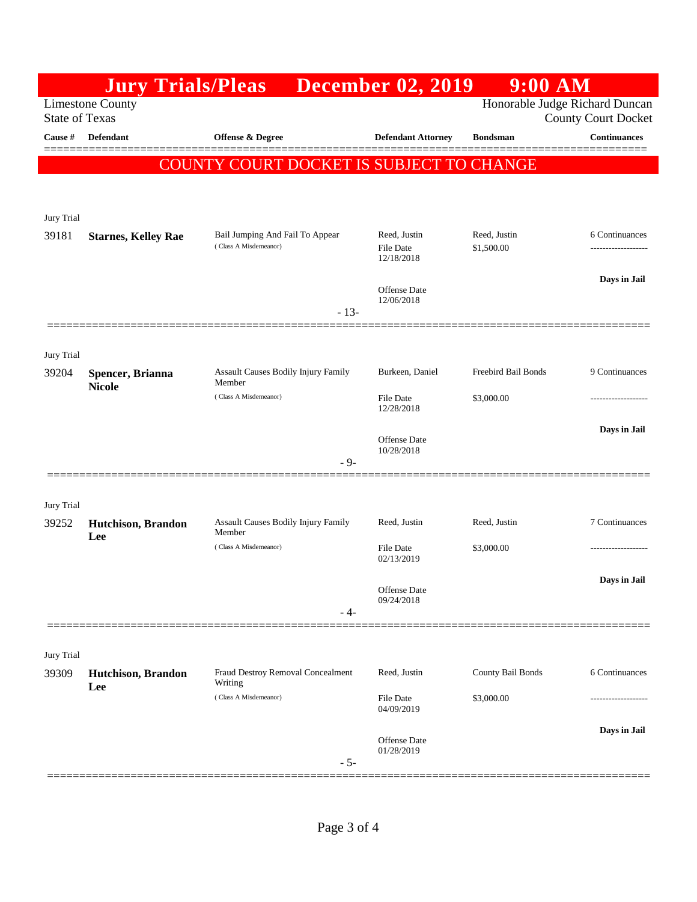# Jury Trials/Pleas December 02, 2019 9:00 AM

Limestone County
State of Texas

Honorable Judge Richard Duncan
County Court Docket

**COUNTY COURT DOCKET IS SUBJECT TO CHANGE**

| Cause # | Defendant | Offense & Degree | Defendant Attorney | Bondsman | Continuances |
|---|---|---|---|---|---|
| Jury Trial | | | | | |
| 39181 | **Starnes, Kelley Rae** | Bail Jumping And Fail To Appear (Class A Misdemeanor) | Reed, Justin<br>File Date 12/18/2018<br>Offense Date 12/06/2018 | Reed, Justin<br>$1,500.00 | 6 Continuances<br>**Days in Jail** -13- |
| Jury Trial | | | | | |
| 39204 | **Spencer, Brianna Nicole** | Assault Causes Bodily Injury Family Member (Class A Misdemeanor) | Burkeen, Daniel<br>File Date 12/28/2018<br>Offense Date 10/28/2018 | Freebird Bail Bonds<br>$3,000.00 | 9 Continuances<br>**Days in Jail** -9- |
| Jury Trial | | | | | |
| 39252 | **Hutchison, Brandon Lee** | Assault Causes Bodily Injury Family Member (Class A Misdemeanor) | Reed, Justin<br>File Date 02/13/2019<br>Offense Date 09/24/2018 | Reed, Justin<br>$3,000.00 | 7 Continuances<br>**Days in Jail** -4- |
| Jury Trial | | | | | |
| 39309 | **Hutchison, Brandon Lee** | Fraud Destroy Removal Concealment Writing (Class A Misdemeanor) | Reed, Justin<br>File Date 04/09/2019<br>Offense Date 01/28/2019 | County Bail Bonds<br>$3,000.00 | 6 Continuances<br>**Days in Jail** -5- |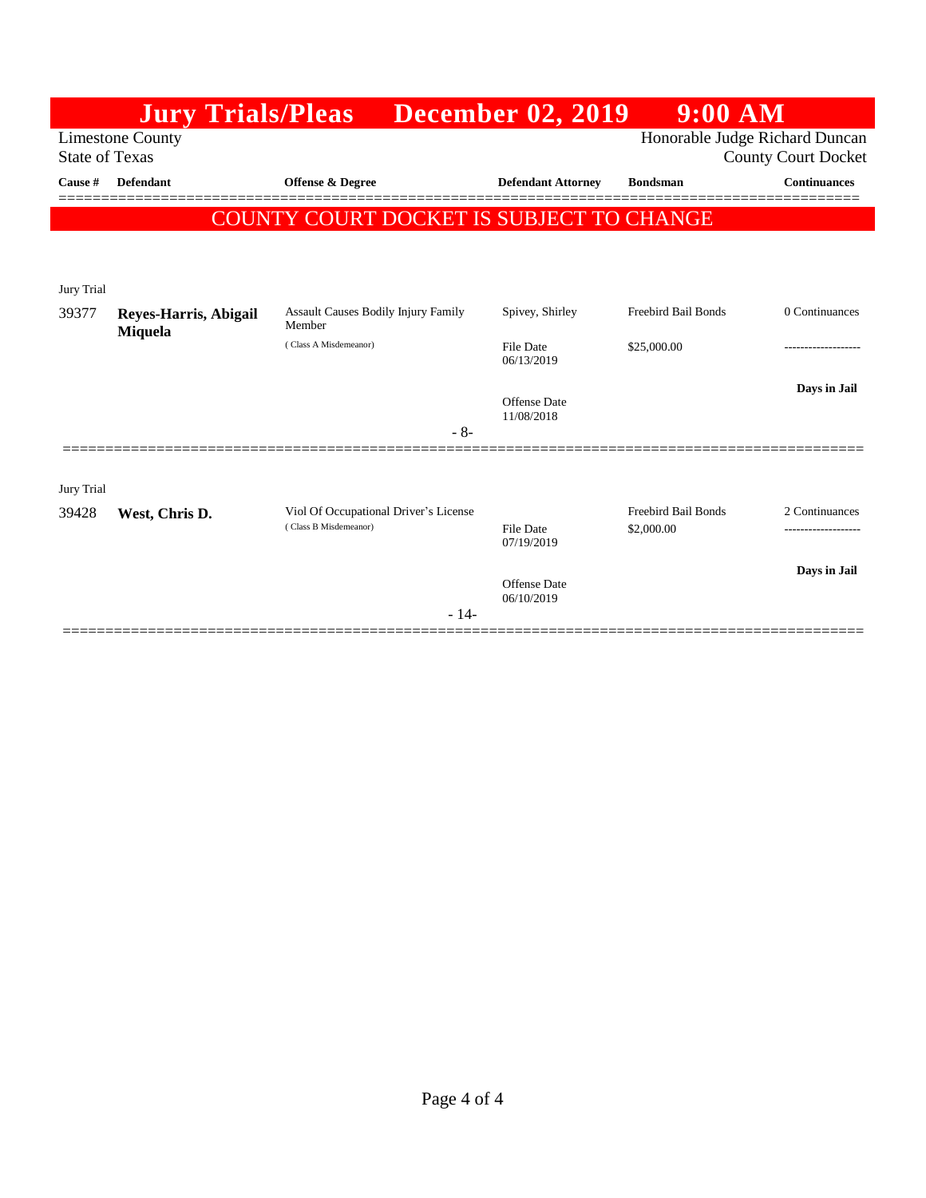# Jury Trials/Pleas December 02, 2019 9:00 AM

Limestone County
State of Texas

Honorable Judge Richard Duncan
County Court Docket

| Cause # | Defendant | Offense & Degree | Defendant Attorney | Bondsman | Continuances |
|---|---|---|---|---|---|

## COUNTY COURT DOCKET IS SUBJECT TO CHANGE

Jury Trial

| Cause # | Defendant | Offense & Degree | Defendant Attorney | Bondsman | Continuances |
|---|---|---|---|---|---|
| 39377 | **Reyes-Harris, Abigail Miquela** | Assault Causes Bodily Injury Family Member (Class A Misdemeanor) | Spivey, Shirley | Freebird Bail Bonds | 0 Continuances |
| | | | File Date 06/13/2019 | $25,000.00 | ------------------- |
| | | | Offense Date 11/08/2018 | | **Days in Jail** |

- 8-

Jury Trial

| Cause # | Defendant | Offense & Degree | Defendant Attorney | Bondsman | Continuances |
|---|---|---|---|---|---|
| 39428 | **West, Chris D.** | Viol Of Occupational Driver's License (Class B Misdemeanor) | | Freebird Bail Bonds | 2 Continuances |
| | | | File Date 07/19/2019 | $2,000.00 | ------------------- |
| | | | Offense Date 06/10/2019 | | **Days in Jail** |

- 14-